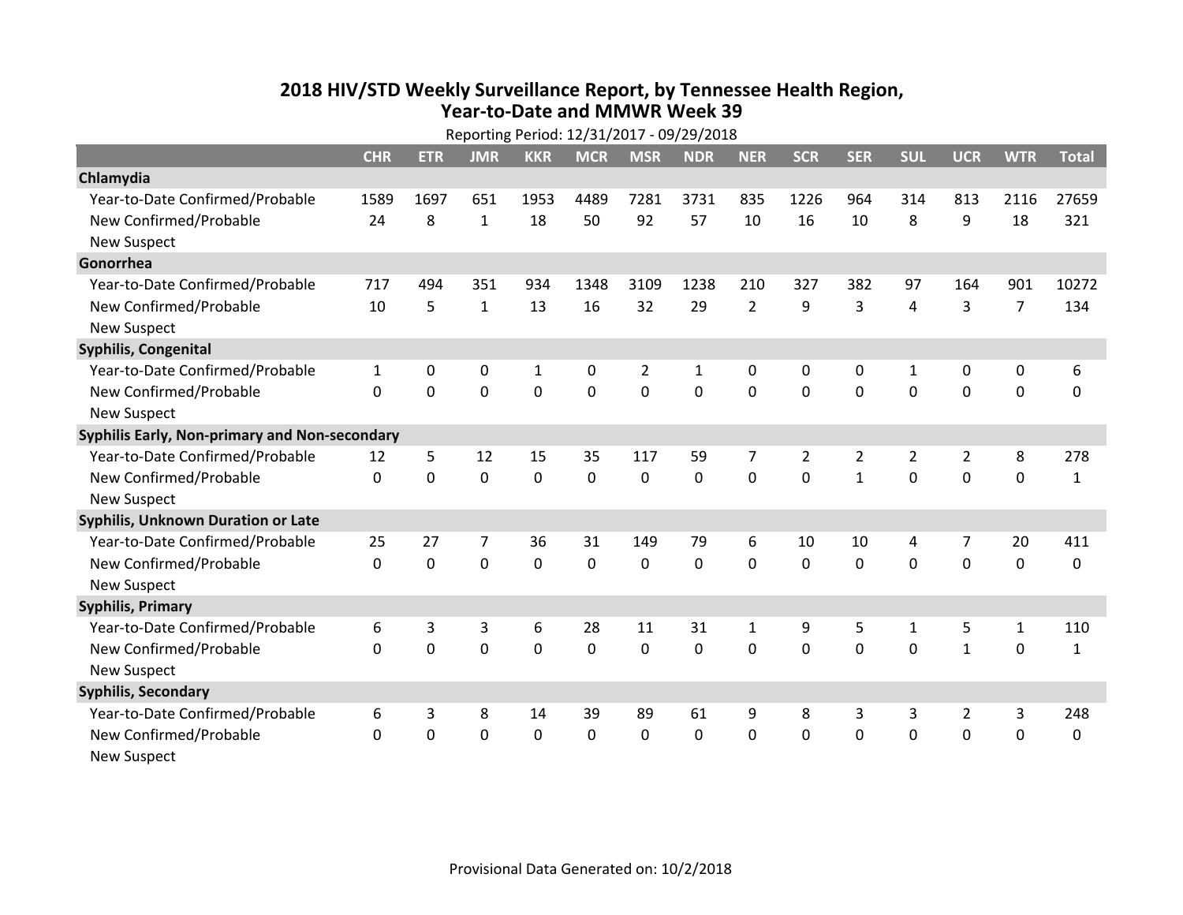# 2018 HIV/STD Weekly Surveillance Report, by Tennessee Health Region, Year-to-Date and MMWR Week 39

Reporting Period: 12/31/2017 - 09/29/2018

| | CHR | ETR | JMR | KKR | MCR | MSR | NDR | NER | SCR | SER | SUL | UCR | WTR | Total |
|---|---|---|---|---|---|---|---|---|---|---|---|---|---|---|
| **Chlamydia** | | | | | | | | | | | | | | |
| Year-to-Date Confirmed/Probable | 1589 | 1697 | 651 | 1953 | 4489 | 7281 | 3731 | 835 | 1226 | 964 | 314 | 813 | 2116 | 27659 |
| New Confirmed/Probable | 24 | 8 | 1 | 18 | 50 | 92 | 57 | 10 | 16 | 10 | 8 | 9 | 18 | 321 |
| New Suspect | | | | | | | | | | | | | | |
| **Gonorrhea** | | | | | | | | | | | | | | |
| Year-to-Date Confirmed/Probable | 717 | 494 | 351 | 934 | 1348 | 3109 | 1238 | 210 | 327 | 382 | 97 | 164 | 901 | 10272 |
| New Confirmed/Probable | 10 | 5 | 1 | 13 | 16 | 32 | 29 | 2 | 9 | 3 | 4 | 3 | 7 | 134 |
| New Suspect | | | | | | | | | | | | | | |
| **Syphilis, Congenital** | | | | | | | | | | | | | | |
| Year-to-Date Confirmed/Probable | 1 | 0 | 0 | 1 | 0 | 2 | 1 | 0 | 0 | 0 | 1 | 0 | 0 | 6 |
| New Confirmed/Probable | 0 | 0 | 0 | 0 | 0 | 0 | 0 | 0 | 0 | 0 | 0 | 0 | 0 | 0 |
| New Suspect | | | | | | | | | | | | | | |
| **Syphilis Early, Non-primary and Non-secondary** | | | | | | | | | | | | | | |
| Year-to-Date Confirmed/Probable | 12 | 5 | 12 | 15 | 35 | 117 | 59 | 7 | 2 | 2 | 2 | 2 | 8 | 278 |
| New Confirmed/Probable | 0 | 0 | 0 | 0 | 0 | 0 | 0 | 0 | 0 | 1 | 0 | 0 | 0 | 1 |
| New Suspect | | | | | | | | | | | | | | |
| **Syphilis, Unknown Duration or Late** | | | | | | | | | | | | | | |
| Year-to-Date Confirmed/Probable | 25 | 27 | 7 | 36 | 31 | 149 | 79 | 6 | 10 | 10 | 4 | 7 | 20 | 411 |
| New Confirmed/Probable | 0 | 0 | 0 | 0 | 0 | 0 | 0 | 0 | 0 | 0 | 0 | 0 | 0 | 0 |
| New Suspect | | | | | | | | | | | | | | |
| **Syphilis, Primary** | | | | | | | | | | | | | | |
| Year-to-Date Confirmed/Probable | 6 | 3 | 3 | 6 | 28 | 11 | 31 | 1 | 9 | 5 | 1 | 5 | 1 | 110 |
| New Confirmed/Probable | 0 | 0 | 0 | 0 | 0 | 0 | 0 | 0 | 0 | 0 | 0 | 1 | 0 | 1 |
| New Suspect | | | | | | | | | | | | | | |
| **Syphilis, Secondary** | | | | | | | | | | | | | | |
| Year-to-Date Confirmed/Probable | 6 | 3 | 8 | 14 | 39 | 89 | 61 | 9 | 8 | 3 | 3 | 2 | 3 | 248 |
| New Confirmed/Probable | 0 | 0 | 0 | 0 | 0 | 0 | 0 | 0 | 0 | 0 | 0 | 0 | 0 | 0 |
| New Suspect | | | | | | | | | | | | | | |

Provisional Data Generated on: 10/2/2018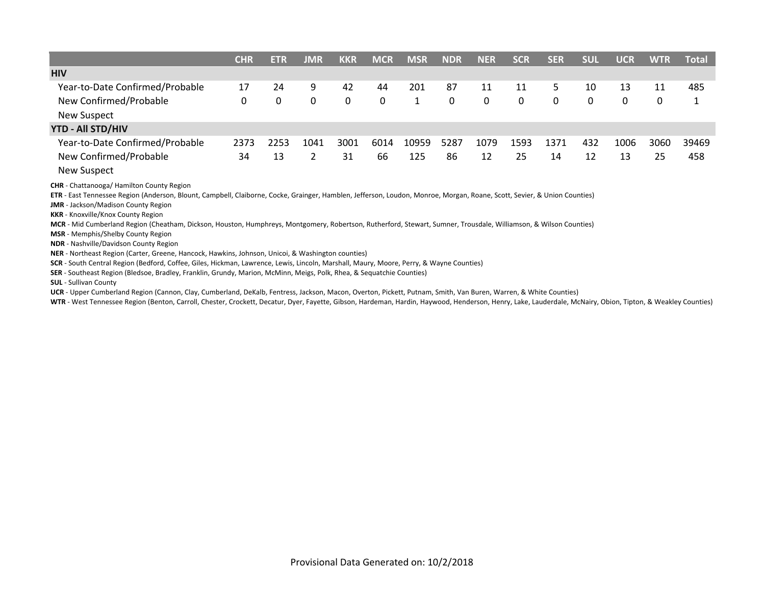| | CHR | ETR | JMR | KKR | MCR | MSR | NDR | NER | SCR | SER | SUL | UCR | WTR | Total |
|---|---|---|---|---|---|---|---|---|---|---|---|---|---|---|
| **HIV** | | | | | | | | | | | | | | |
| Year-to-Date Confirmed/Probable | 17 | 24 | 9 | 42 | 44 | 201 | 87 | 11 | 11 | 5 | 10 | 13 | 11 | 485 |
| New Confirmed/Probable | 0 | 0 | 0 | 0 | 0 | 1 | 0 | 0 | 0 | 0 | 0 | 0 | 0 | 1 |
| New Suspect | | | | | | | | | | | | | | |
| **YTD - All STD/HIV** | | | | | | | | | | | | | | |
| Year-to-Date Confirmed/Probable | 2373 | 2253 | 1041 | 3001 | 6014 | 10959 | 5287 | 1079 | 1593 | 1371 | 432 | 1006 | 3060 | 39469 |
| New Confirmed/Probable | 34 | 13 | 2 | 31 | 66 | 125 | 86 | 12 | 25 | 14 | 12 | 13 | 25 | 458 |
| New Suspect | | | | | | | | | | | | | | |

**CHR** - Chattanooga/ Hamilton County Region

**ETR** - East Tennessee Region (Anderson, Blount, Campbell, Claiborne, Cocke, Grainger, Hamblen, Jefferson, Loudon, Monroe, Morgan, Roane, Scott, Sevier, & Union Counties)

**JMR** - Jackson/Madison County Region

**KKR** - Knoxville/Knox County Region

**MCR** - Mid Cumberland Region (Cheatham, Dickson, Houston, Humphreys, Montgomery, Robertson, Rutherford, Stewart, Sumner, Trousdale, Williamson, & Wilson Counties)

**MSR** - Memphis/Shelby County Region

**NDR** - Nashville/Davidson County Region

**NER** - Northeast Region (Carter, Greene, Hancock, Hawkins, Johnson, Unicoi, & Washington counties)

**SCR** - South Central Region (Bedford, Coffee, Giles, Hickman, Lawrence, Lewis, Lincoln, Marshall, Maury, Moore, Perry, & Wayne Counties)

**SER** - Southeast Region (Bledsoe, Bradley, Franklin, Grundy, Marion, McMinn, Meigs, Polk, Rhea, & Sequatchie Counties)

**SUL** - Sullivan County

**UCR** - Upper Cumberland Region (Cannon, Clay, Cumberland, DeKalb, Fentress, Jackson, Macon, Overton, Pickett, Putnam, Smith, Van Buren, Warren, & White Counties)

**WTR** - West Tennessee Region (Benton, Carroll, Chester, Crockett, Decatur, Dyer, Fayette, Gibson, Hardeman, Hardin, Haywood, Henderson, Henry, Lake, Lauderdale, McNairy, Obion, Tipton, & Weakley Counties)

Provisional Data Generated on: 10/2/2018